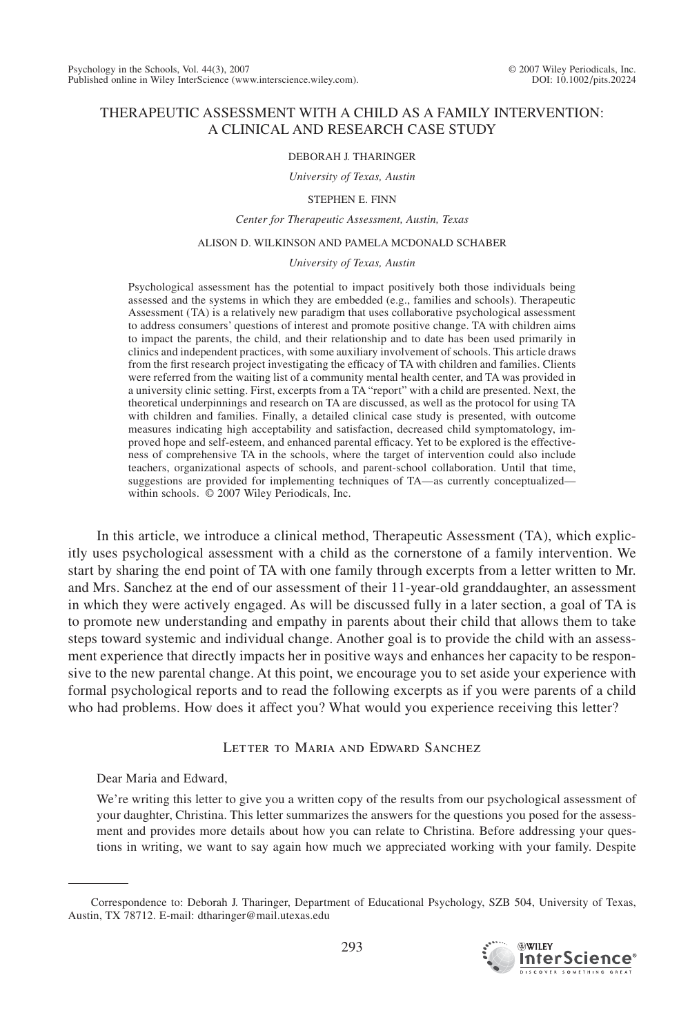# THERAPEUTIC ASSESSMENT WITH A CHILD AS A FAMILY INTERVENTION: A CLINICAL AND RESEARCH CASE STUDY

DEBORAH J. THARINGER

*University of Texas, Austin*

STEPHEN E. FINN

*Center for Therapeutic Assessment, Austin, Texas*

ALISON D. WILKINSON AND PAMELA MCDONALD SCHABER

*University of Texas, Austin*

Psychological assessment has the potential to impact positively both those individuals being assessed and the systems in which they are embedded (e.g., families and schools). Therapeutic Assessment (TA) is a relatively new paradigm that uses collaborative psychological assessment to address consumers' questions of interest and promote positive change. TA with children aims to impact the parents, the child, and their relationship and to date has been used primarily in clinics and independent practices, with some auxiliary involvement of schools. This article draws from the first research project investigating the efficacy of TA with children and families. Clients were referred from the waiting list of a community mental health center, and TA was provided in a university clinic setting. First, excerpts from a TA "report" with a child are presented. Next, the theoretical underpinnings and research on TA are discussed, as well as the protocol for using TA with children and families. Finally, a detailed clinical case study is presented, with outcome measures indicating high acceptability and satisfaction, decreased child symptomatology, improved hope and self-esteem, and enhanced parental efficacy. Yet to be explored is the effectiveness of comprehensive TA in the schools, where the target of intervention could also include teachers, organizational aspects of schools, and parent-school collaboration. Until that time, suggestions are provided for implementing techniques of TA—as currently conceptualized—within schools. © 2007 Wiley Periodicals, Inc.

In this article, we introduce a clinical method, Therapeutic Assessment (TA), which explicitly uses psychological assessment with a child as the cornerstone of a family intervention. We start by sharing the end point of TA with one family through excerpts from a letter written to Mr. and Mrs. Sanchez at the end of our assessment of their 11-year-old granddaughter, an assessment in which they were actively engaged. As will be discussed fully in a later section, a goal of TA is to promote new understanding and empathy in parents about their child that allows them to take steps toward systemic and individual change. Another goal is to provide the child with an assessment experience that directly impacts her in positive ways and enhances her capacity to be responsive to the new parental change. At this point, we encourage you to set aside your experience with formal psychological reports and to read the following excerpts as if you were parents of a child who had problems. How does it affect you? What would you experience receiving this letter?

## Letter to Maria and Edward Sanchez

Dear Maria and Edward,

We're writing this letter to give you a written copy of the results from our psychological assessment of your daughter, Christina. This letter summarizes the answers for the questions you posed for the assessment and provides more details about how you can relate to Christina. Before addressing your questions in writing, we want to say again how much we appreciated working with your family. Despite

Correspondence to: Deborah J. Tharinger, Department of Educational Psychology, SZB 504, University of Texas, Austin, TX 78712. E-mail: dtharinger@mail.utexas.edu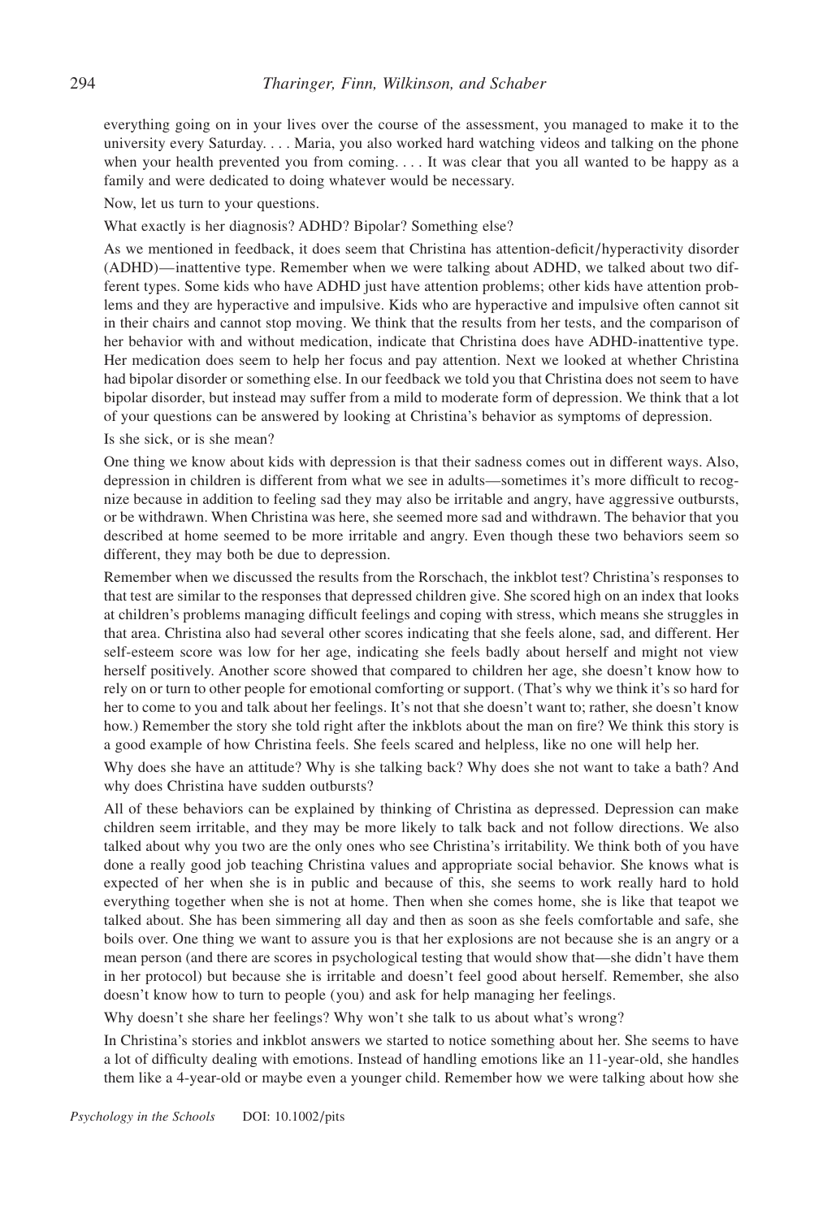everything going on in your lives over the course of the assessment, you managed to make it to the university every Saturday. . . . Maria, you also worked hard watching videos and talking on the phone when your health prevented you from coming. . . . It was clear that you all wanted to be happy as a family and were dedicated to doing whatever would be necessary.

Now, let us turn to your questions.

What exactly is her diagnosis? ADHD? Bipolar? Something else?

As we mentioned in feedback, it does seem that Christina has attention-deficit/hyperactivity disorder (ADHD)—inattentive type. Remember when we were talking about ADHD, we talked about two different types. Some kids who have ADHD just have attention problems; other kids have attention problems and they are hyperactive and impulsive. Kids who are hyperactive and impulsive often cannot sit in their chairs and cannot stop moving. We think that the results from her tests, and the comparison of her behavior with and without medication, indicate that Christina does have ADHD-inattentive type. Her medication does seem to help her focus and pay attention. Next we looked at whether Christina had bipolar disorder or something else. In our feedback we told you that Christina does not seem to have bipolar disorder, but instead may suffer from a mild to moderate form of depression. We think that a lot of your questions can be answered by looking at Christina's behavior as symptoms of depression.

Is she sick, or is she mean?

One thing we know about kids with depression is that their sadness comes out in different ways. Also, depression in children is different from what we see in adults—sometimes it's more difficult to recognize because in addition to feeling sad they may also be irritable and angry, have aggressive outbursts, or be withdrawn. When Christina was here, she seemed more sad and withdrawn. The behavior that you described at home seemed to be more irritable and angry. Even though these two behaviors seem so different, they may both be due to depression.

Remember when we discussed the results from the Rorschach, the inkblot test? Christina's responses to that test are similar to the responses that depressed children give. She scored high on an index that looks at children's problems managing difficult feelings and coping with stress, which means she struggles in that area. Christina also had several other scores indicating that she feels alone, sad, and different. Her self-esteem score was low for her age, indicating she feels badly about herself and might not view herself positively. Another score showed that compared to children her age, she doesn't know how to rely on or turn to other people for emotional comforting or support. (That's why we think it's so hard for her to come to you and talk about her feelings. It's not that she doesn't want to; rather, she doesn't know how.) Remember the story she told right after the inkblots about the man on fire? We think this story is a good example of how Christina feels. She feels scared and helpless, like no one will help her.

Why does she have an attitude? Why is she talking back? Why does she not want to take a bath? And why does Christina have sudden outbursts?

All of these behaviors can be explained by thinking of Christina as depressed. Depression can make children seem irritable, and they may be more likely to talk back and not follow directions. We also talked about why you two are the only ones who see Christina's irritability. We think both of you have done a really good job teaching Christina values and appropriate social behavior. She knows what is expected of her when she is in public and because of this, she seems to work really hard to hold everything together when she is not at home. Then when she comes home, she is like that teapot we talked about. She has been simmering all day and then as soon as she feels comfortable and safe, she boils over. One thing we want to assure you is that her explosions are not because she is an angry or a mean person (and there are scores in psychological testing that would show that—she didn't have them in her protocol) but because she is irritable and doesn't feel good about herself. Remember, she also doesn't know how to turn to people (you) and ask for help managing her feelings.

Why doesn't she share her feelings? Why won't she talk to us about what's wrong?

In Christina's stories and inkblot answers we started to notice something about her. She seems to have a lot of difficulty dealing with emotions. Instead of handling emotions like an 11-year-old, she handles them like a 4-year-old or maybe even a younger child. Remember how we were talking about how she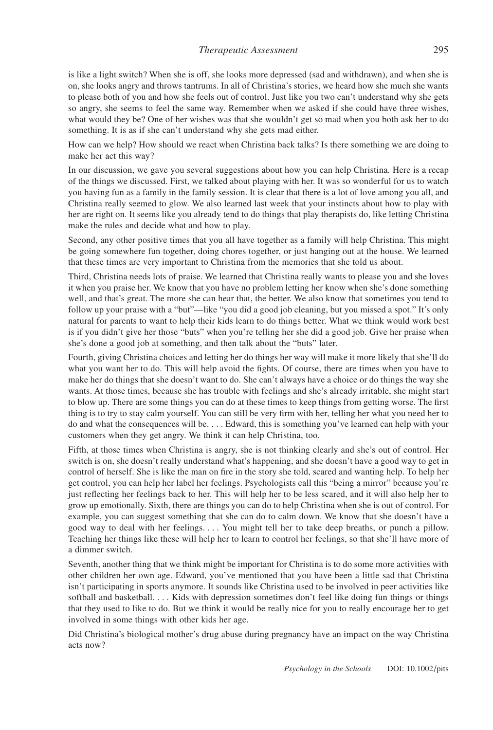is like a light switch? When she is off, she looks more depressed (sad and withdrawn), and when she is on, she looks angry and throws tantrums. In all of Christina's stories, we heard how she much she wants to please both of you and how she feels out of control. Just like you two can't understand why she gets so angry, she seems to feel the same way. Remember when we asked if she could have three wishes, what would they be? One of her wishes was that she wouldn't get so mad when you both ask her to do something. It is as if she can't understand why she gets mad either.

How can we help? How should we react when Christina back talks? Is there something we are doing to make her act this way?

In our discussion, we gave you several suggestions about how you can help Christina. Here is a recap of the things we discussed. First, we talked about playing with her. It was so wonderful for us to watch you having fun as a family in the family session. It is clear that there is a lot of love among you all, and Christina really seemed to glow. We also learned last week that your instincts about how to play with her are right on. It seems like you already tend to do things that play therapists do, like letting Christina make the rules and decide what and how to play.

Second, any other positive times that you all have together as a family will help Christina. This might be going somewhere fun together, doing chores together, or just hanging out at the house. We learned that these times are very important to Christina from the memories that she told us about.

Third, Christina needs lots of praise. We learned that Christina really wants to please you and she loves it when you praise her. We know that you have no problem letting her know when she's done something well, and that's great. The more she can hear that, the better. We also know that sometimes you tend to follow up your praise with a "but"—like "you did a good job cleaning, but you missed a spot." It's only natural for parents to want to help their kids learn to do things better. What we think would work best is if you didn't give her those "buts" when you're telling her she did a good job. Give her praise when she's done a good job at something, and then talk about the "buts" later.

Fourth, giving Christina choices and letting her do things her way will make it more likely that she'll do what you want her to do. This will help avoid the fights. Of course, there are times when you have to make her do things that she doesn't want to do. She can't always have a choice or do things the way she wants. At those times, because she has trouble with feelings and she's already irritable, she might start to blow up. There are some things you can do at these times to keep things from getting worse. The first thing is to try to stay calm yourself. You can still be very firm with her, telling her what you need her to do and what the consequences will be. . . . Edward, this is something you've learned can help with your customers when they get angry. We think it can help Christina, too.

Fifth, at those times when Christina is angry, she is not thinking clearly and she's out of control. Her switch is on, she doesn't really understand what's happening, and she doesn't have a good way to get in control of herself. She is like the man on fire in the story she told, scared and wanting help. To help her get control, you can help her label her feelings. Psychologists call this "being a mirror" because you're just reflecting her feelings back to her. This will help her to be less scared, and it will also help her to grow up emotionally. Sixth, there are things you can do to help Christina when she is out of control. For example, you can suggest something that she can do to calm down. We know that she doesn't have a good way to deal with her feelings. . . . You might tell her to take deep breaths, or punch a pillow. Teaching her things like these will help her to learn to control her feelings, so that she'll have more of a dimmer switch.

Seventh, another thing that we think might be important for Christina is to do some more activities with other children her own age. Edward, you've mentioned that you have been a little sad that Christina isn't participating in sports anymore. It sounds like Christina used to be involved in peer activities like softball and basketball. . . . Kids with depression sometimes don't feel like doing fun things or things that they used to like to do. But we think it would be really nice for you to really encourage her to get involved in some things with other kids her age.

Did Christina's biological mother's drug abuse during pregnancy have an impact on the way Christina acts now?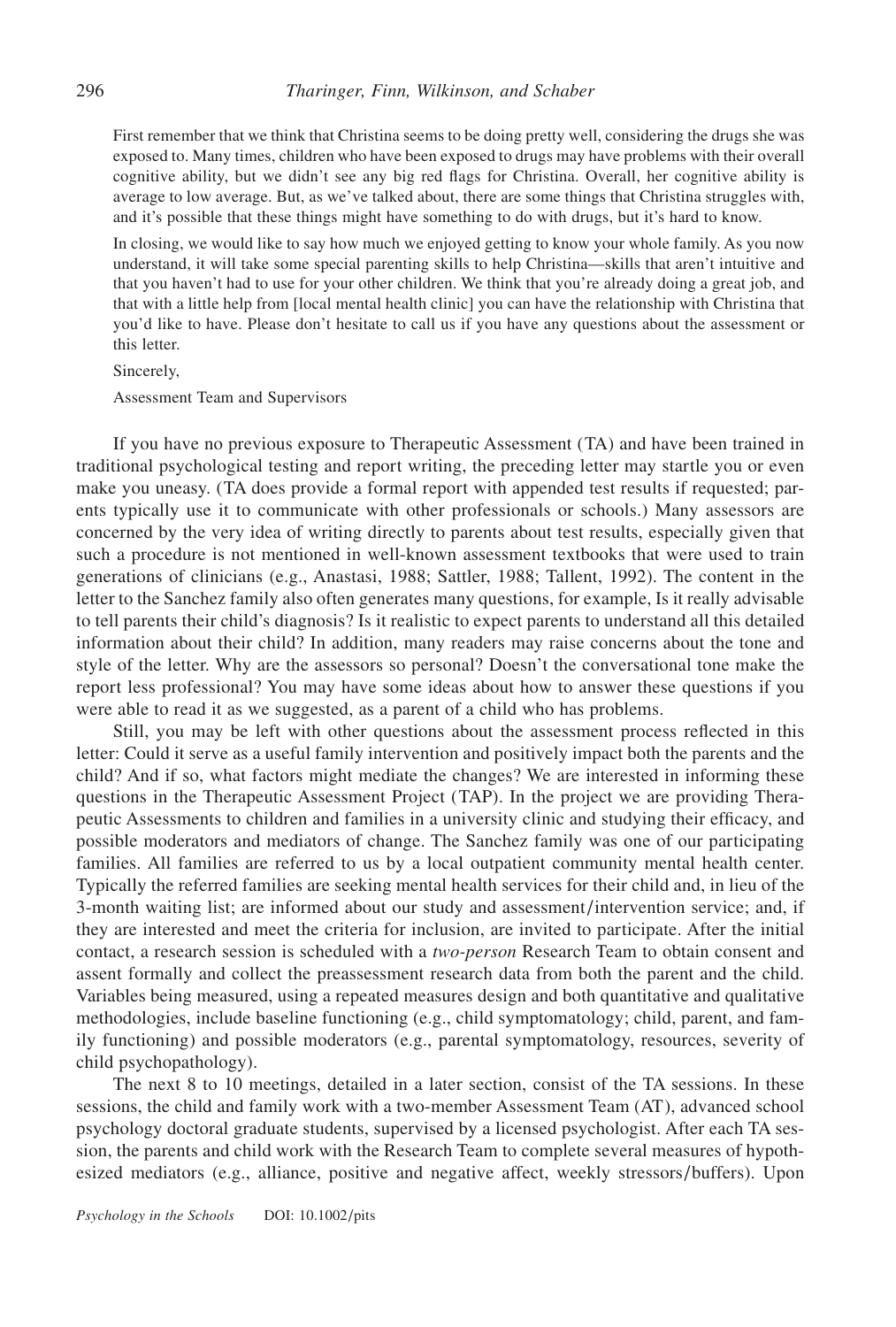First remember that we think that Christina seems to be doing pretty well, considering the drugs she was exposed to. Many times, children who have been exposed to drugs may have problems with their overall cognitive ability, but we didn't see any big red flags for Christina. Overall, her cognitive ability is average to low average. But, as we've talked about, there are some things that Christina struggles with, and it's possible that these things might have something to do with drugs, but it's hard to know.

In closing, we would like to say how much we enjoyed getting to know your whole family. As you now understand, it will take some special parenting skills to help Christina—skills that aren't intuitive and that you haven't had to use for your other children. We think that you're already doing a great job, and that with a little help from [local mental health clinic] you can have the relationship with Christina that you'd like to have. Please don't hesitate to call us if you have any questions about the assessment or this letter.

Sincerely,

Assessment Team and Supervisors

If you have no previous exposure to Therapeutic Assessment (TA) and have been trained in traditional psychological testing and report writing, the preceding letter may startle you or even make you uneasy. (TA does provide a formal report with appended test results if requested; parents typically use it to communicate with other professionals or schools.) Many assessors are concerned by the very idea of writing directly to parents about test results, especially given that such a procedure is not mentioned in well-known assessment textbooks that were used to train generations of clinicians (e.g., Anastasi, 1988; Sattler, 1988; Tallent, 1992). The content in the letter to the Sanchez family also often generates many questions, for example, Is it really advisable to tell parents their child's diagnosis? Is it realistic to expect parents to understand all this detailed information about their child? In addition, many readers may raise concerns about the tone and style of the letter. Why are the assessors so personal? Doesn't the conversational tone make the report less professional? You may have some ideas about how to answer these questions if you were able to read it as we suggested, as a parent of a child who has problems.

Still, you may be left with other questions about the assessment process reflected in this letter: Could it serve as a useful family intervention and positively impact both the parents and the child? And if so, what factors might mediate the changes? We are interested in informing these questions in the Therapeutic Assessment Project (TAP). In the project we are providing Therapeutic Assessments to children and families in a university clinic and studying their efficacy, and possible moderators and mediators of change. The Sanchez family was one of our participating families. All families are referred to us by a local outpatient community mental health center. Typically the referred families are seeking mental health services for their child and, in lieu of the 3-month waiting list; are informed about our study and assessment/intervention service; and, if they are interested and meet the criteria for inclusion, are invited to participate. After the initial contact, a research session is scheduled with a *two-person* Research Team to obtain consent and assent formally and collect the preassessment research data from both the parent and the child. Variables being measured, using a repeated measures design and both quantitative and qualitative methodologies, include baseline functioning (e.g., child symptomatology; child, parent, and family functioning) and possible moderators (e.g., parental symptomatology, resources, severity of child psychopathology).

The next 8 to 10 meetings, detailed in a later section, consist of the TA sessions. In these sessions, the child and family work with a two-member Assessment Team (AT), advanced school psychology doctoral graduate students, supervised by a licensed psychologist. After each TA session, the parents and child work with the Research Team to complete several measures of hypothesized mediators (e.g., alliance, positive and negative affect, weekly stressors/buffers). Upon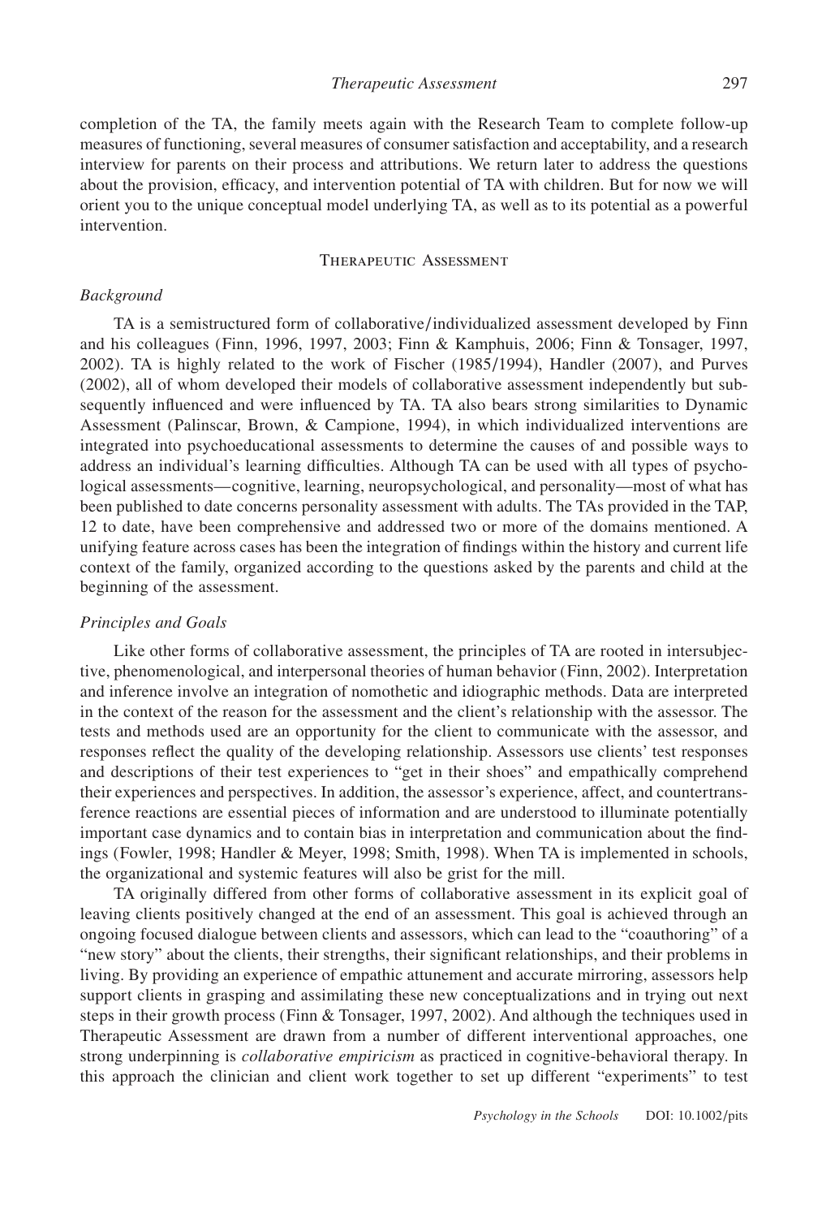completion of the TA, the family meets again with the Research Team to complete follow-up measures of functioning, several measures of consumer satisfaction and acceptability, and a research interview for parents on their process and attributions. We return later to address the questions about the provision, efficacy, and intervention potential of TA with children. But for now we will orient you to the unique conceptual model underlying TA, as well as to its potential as a powerful intervention.

## Therapeutic Assessment

### *Background*

TA is a semistructured form of collaborative/individualized assessment developed by Finn and his colleagues (Finn, 1996, 1997, 2003; Finn & Kamphuis, 2006; Finn & Tonsager, 1997, 2002). TA is highly related to the work of Fischer (1985/1994), Handler (2007), and Purves (2002), all of whom developed their models of collaborative assessment independently but subsequently influenced and were influenced by TA. TA also bears strong similarities to Dynamic Assessment (Palinscar, Brown, & Campione, 1994), in which individualized interventions are integrated into psychoeducational assessments to determine the causes of and possible ways to address an individual's learning difficulties. Although TA can be used with all types of psychological assessments—cognitive, learning, neuropsychological, and personality—most of what has been published to date concerns personality assessment with adults. The TAs provided in the TAP, 12 to date, have been comprehensive and addressed two or more of the domains mentioned. A unifying feature across cases has been the integration of findings within the history and current life context of the family, organized according to the questions asked by the parents and child at the beginning of the assessment.

### *Principles and Goals*

Like other forms of collaborative assessment, the principles of TA are rooted in intersubjective, phenomenological, and interpersonal theories of human behavior (Finn, 2002). Interpretation and inference involve an integration of nomothetic and idiographic methods. Data are interpreted in the context of the reason for the assessment and the client's relationship with the assessor. The tests and methods used are an opportunity for the client to communicate with the assessor, and responses reflect the quality of the developing relationship. Assessors use clients' test responses and descriptions of their test experiences to "get in their shoes" and empathically comprehend their experiences and perspectives. In addition, the assessor's experience, affect, and countertransference reactions are essential pieces of information and are understood to illuminate potentially important case dynamics and to contain bias in interpretation and communication about the findings (Fowler, 1998; Handler & Meyer, 1998; Smith, 1998). When TA is implemented in schools, the organizational and systemic features will also be grist for the mill.

TA originally differed from other forms of collaborative assessment in its explicit goal of leaving clients positively changed at the end of an assessment. This goal is achieved through an ongoing focused dialogue between clients and assessors, which can lead to the "coauthoring" of a "new story" about the clients, their strengths, their significant relationships, and their problems in living. By providing an experience of empathic attunement and accurate mirroring, assessors help support clients in grasping and assimilating these new conceptualizations and in trying out next steps in their growth process (Finn & Tonsager, 1997, 2002). And although the techniques used in Therapeutic Assessment are drawn from a number of different interventional approaches, one strong underpinning is *collaborative empiricism* as practiced in cognitive-behavioral therapy. In this approach the clinician and client work together to set up different "experiments" to test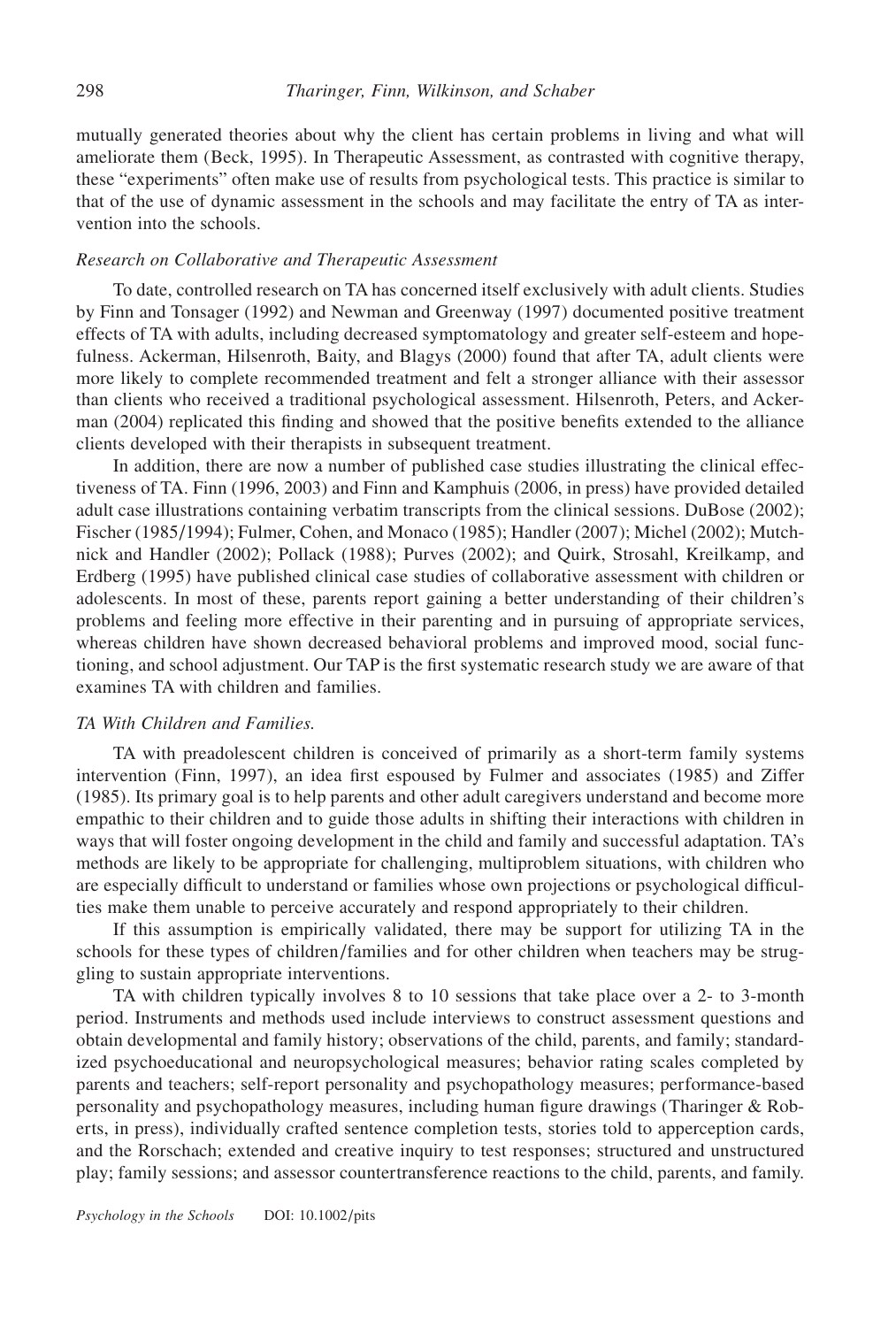mutually generated theories about why the client has certain problems in living and what will ameliorate them (Beck, 1995). In Therapeutic Assessment, as contrasted with cognitive therapy, these "experiments" often make use of results from psychological tests. This practice is similar to that of the use of dynamic assessment in the schools and may facilitate the entry of TA as intervention into the schools.

### *Research on Collaborative and Therapeutic Assessment*

To date, controlled research on TA has concerned itself exclusively with adult clients. Studies by Finn and Tonsager (1992) and Newman and Greenway (1997) documented positive treatment effects of TA with adults, including decreased symptomatology and greater self-esteem and hopefulness. Ackerman, Hilsenroth, Baity, and Blagys (2000) found that after TA, adult clients were more likely to complete recommended treatment and felt a stronger alliance with their assessor than clients who received a traditional psychological assessment. Hilsenroth, Peters, and Ackerman (2004) replicated this finding and showed that the positive benefits extended to the alliance clients developed with their therapists in subsequent treatment.

In addition, there are now a number of published case studies illustrating the clinical effectiveness of TA. Finn (1996, 2003) and Finn and Kamphuis (2006, in press) have provided detailed adult case illustrations containing verbatim transcripts from the clinical sessions. DuBose (2002); Fischer (1985/1994); Fulmer, Cohen, and Monaco (1985); Handler (2007); Michel (2002); Mutchnick and Handler (2002); Pollack (1988); Purves (2002); and Quirk, Strosahl, Kreilkamp, and Erdberg (1995) have published clinical case studies of collaborative assessment with children or adolescents. In most of these, parents report gaining a better understanding of their children's problems and feeling more effective in their parenting and in pursuing of appropriate services, whereas children have shown decreased behavioral problems and improved mood, social functioning, and school adjustment. Our TAP is the first systematic research study we are aware of that examines TA with children and families.

### *TA With Children and Families.*

TA with preadolescent children is conceived of primarily as a short-term family systems intervention (Finn, 1997), an idea first espoused by Fulmer and associates (1985) and Ziffer (1985). Its primary goal is to help parents and other adult caregivers understand and become more empathic to their children and to guide those adults in shifting their interactions with children in ways that will foster ongoing development in the child and family and successful adaptation. TA's methods are likely to be appropriate for challenging, multiproblem situations, with children who are especially difficult to understand or families whose own projections or psychological difficulties make them unable to perceive accurately and respond appropriately to their children.

If this assumption is empirically validated, there may be support for utilizing TA in the schools for these types of children/families and for other children when teachers may be struggling to sustain appropriate interventions.

TA with children typically involves 8 to 10 sessions that take place over a 2- to 3-month period. Instruments and methods used include interviews to construct assessment questions and obtain developmental and family history; observations of the child, parents, and family; standardized psychoeducational and neuropsychological measures; behavior rating scales completed by parents and teachers; self-report personality and psychopathology measures; performance-based personality and psychopathology measures, including human figure drawings (Tharinger & Roberts, in press), individually crafted sentence completion tests, stories told to apperception cards, and the Rorschach; extended and creative inquiry to test responses; structured and unstructured play; family sessions; and assessor countertransference reactions to the child, parents, and family.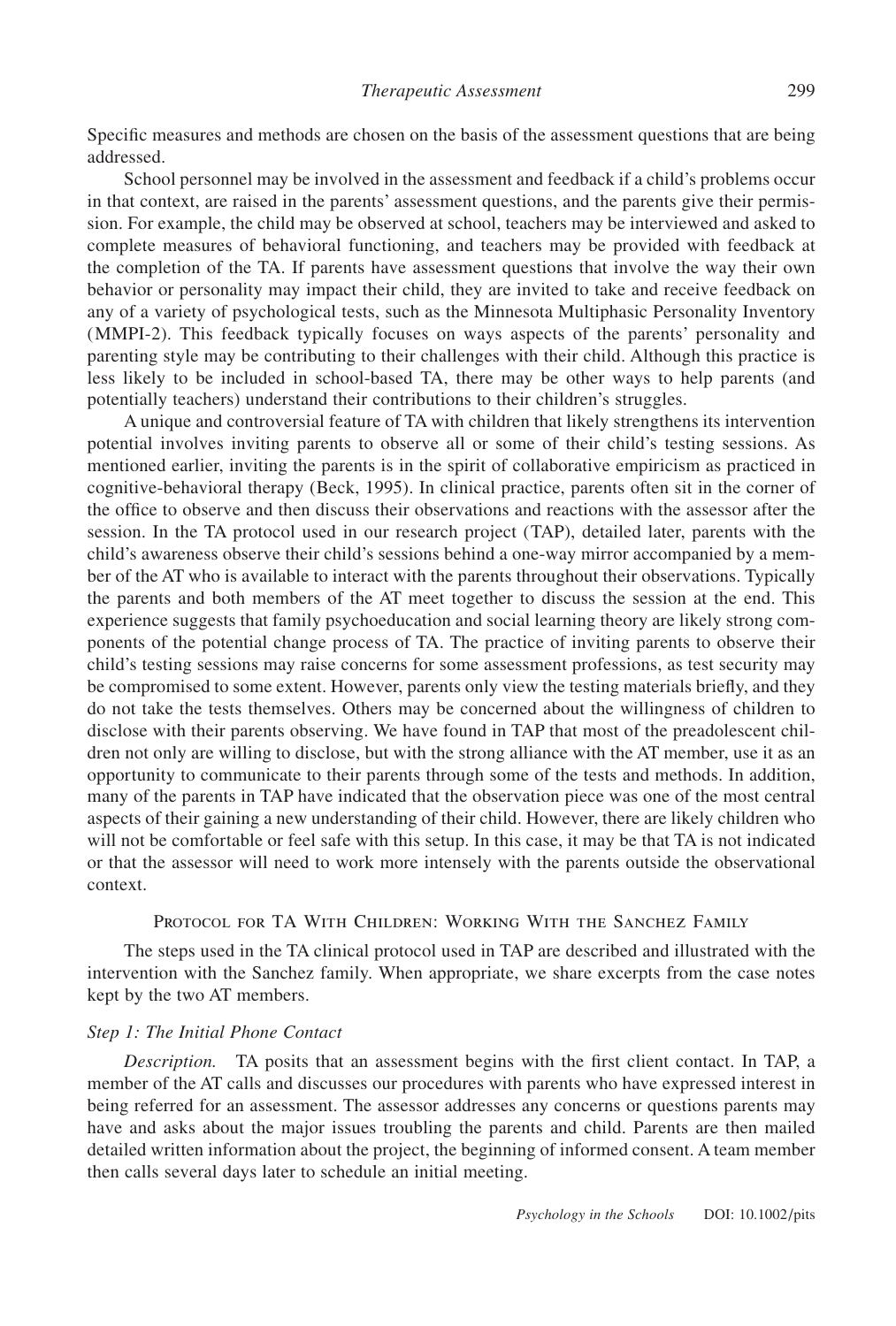Specific measures and methods are chosen on the basis of the assessment questions that are being addressed.

School personnel may be involved in the assessment and feedback if a child's problems occur in that context, are raised in the parents' assessment questions, and the parents give their permission. For example, the child may be observed at school, teachers may be interviewed and asked to complete measures of behavioral functioning, and teachers may be provided with feedback at the completion of the TA. If parents have assessment questions that involve the way their own behavior or personality may impact their child, they are invited to take and receive feedback on any of a variety of psychological tests, such as the Minnesota Multiphasic Personality Inventory (MMPI-2). This feedback typically focuses on ways aspects of the parents' personality and parenting style may be contributing to their challenges with their child. Although this practice is less likely to be included in school-based TA, there may be other ways to help parents (and potentially teachers) understand their contributions to their children's struggles.

A unique and controversial feature of TA with children that likely strengthens its intervention potential involves inviting parents to observe all or some of their child's testing sessions. As mentioned earlier, inviting the parents is in the spirit of collaborative empiricism as practiced in cognitive-behavioral therapy (Beck, 1995). In clinical practice, parents often sit in the corner of the office to observe and then discuss their observations and reactions with the assessor after the session. In the TA protocol used in our research project (TAP), detailed later, parents with the child's awareness observe their child's sessions behind a one-way mirror accompanied by a member of the AT who is available to interact with the parents throughout their observations. Typically the parents and both members of the AT meet together to discuss the session at the end. This experience suggests that family psychoeducation and social learning theory are likely strong components of the potential change process of TA. The practice of inviting parents to observe their child's testing sessions may raise concerns for some assessment professions, as test security may be compromised to some extent. However, parents only view the testing materials briefly, and they do not take the tests themselves. Others may be concerned about the willingness of children to disclose with their parents observing. We have found in TAP that most of the preadolescent children not only are willing to disclose, but with the strong alliance with the AT member, use it as an opportunity to communicate to their parents through some of the tests and methods. In addition, many of the parents in TAP have indicated that the observation piece was one of the most central aspects of their gaining a new understanding of their child. However, there are likely children who will not be comfortable or feel safe with this setup. In this case, it may be that TA is not indicated or that the assessor will need to work more intensely with the parents outside the observational context.

## Protocol for TA With Children: Working With the Sanchez Family

The steps used in the TA clinical protocol used in TAP are described and illustrated with the intervention with the Sanchez family. When appropriate, we share excerpts from the case notes kept by the two AT members.

### *Step 1: The Initial Phone Contact*

*Description.* TA posits that an assessment begins with the first client contact. In TAP, a member of the AT calls and discusses our procedures with parents who have expressed interest in being referred for an assessment. The assessor addresses any concerns or questions parents may have and asks about the major issues troubling the parents and child. Parents are then mailed detailed written information about the project, the beginning of informed consent. A team member then calls several days later to schedule an initial meeting.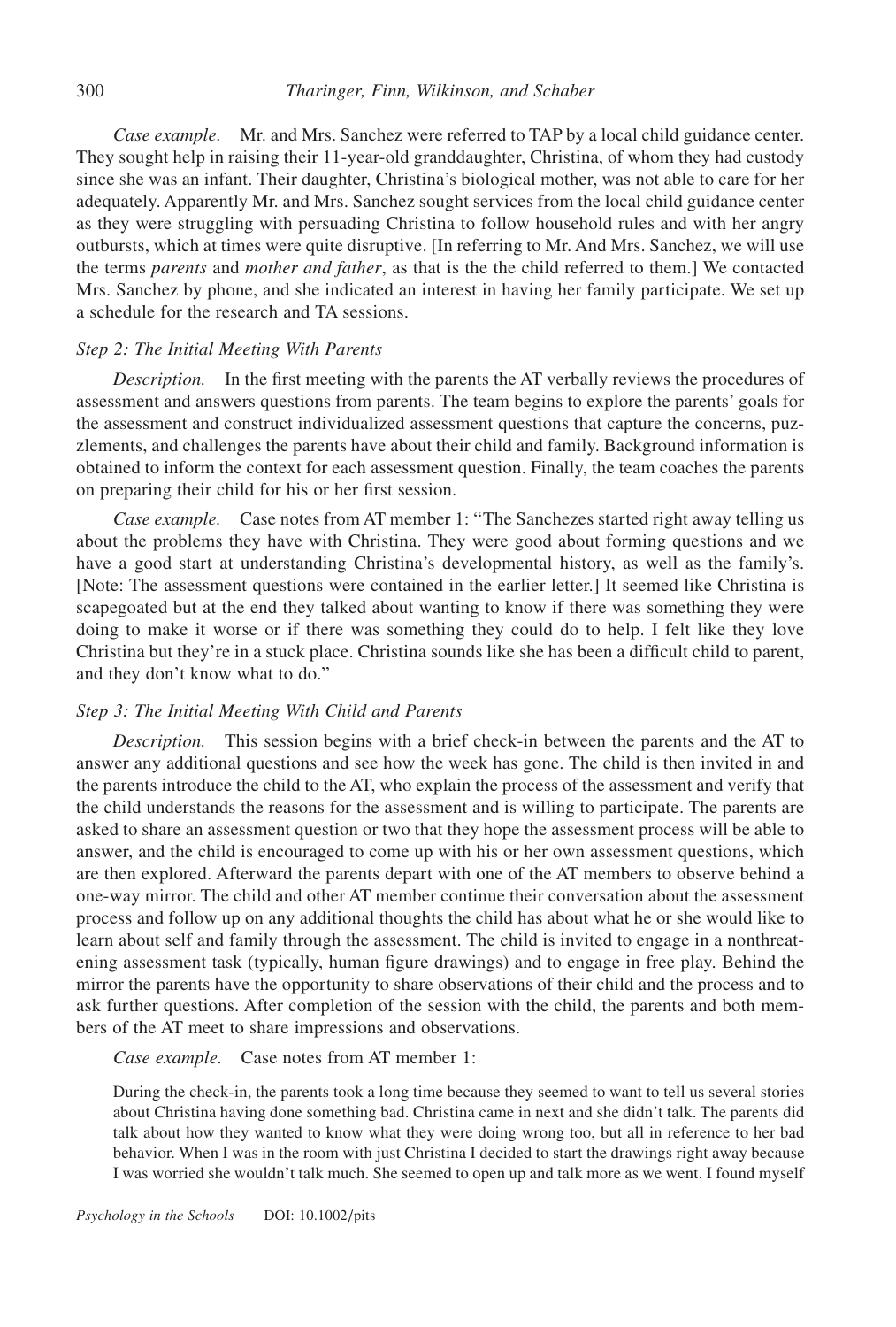*Case example.* Mr. and Mrs. Sanchez were referred to TAP by a local child guidance center. They sought help in raising their 11-year-old granddaughter, Christina, of whom they had custody since she was an infant. Their daughter, Christina's biological mother, was not able to care for her adequately. Apparently Mr. and Mrs. Sanchez sought services from the local child guidance center as they were struggling with persuading Christina to follow household rules and with her angry outbursts, which at times were quite disruptive. [In referring to Mr. And Mrs. Sanchez, we will use the terms *parents* and *mother and father*, as that is the the child referred to them.] We contacted Mrs. Sanchez by phone, and she indicated an interest in having her family participate. We set up a schedule for the research and TA sessions.

### *Step 2: The Initial Meeting With Parents*

*Description.* In the first meeting with the parents the AT verbally reviews the procedures of assessment and answers questions from parents. The team begins to explore the parents' goals for the assessment and construct individualized assessment questions that capture the concerns, puzzlements, and challenges the parents have about their child and family. Background information is obtained to inform the context for each assessment question. Finally, the team coaches the parents on preparing their child for his or her first session.

*Case example.* Case notes from AT member 1: "The Sanchezes started right away telling us about the problems they have with Christina. They were good about forming questions and we have a good start at understanding Christina's developmental history, as well as the family's. [Note: The assessment questions were contained in the earlier letter.] It seemed like Christina is scapegoated but at the end they talked about wanting to know if there was something they were doing to make it worse or if there was something they could do to help. I felt like they love Christina but they're in a stuck place. Christina sounds like she has been a difficult child to parent, and they don't know what to do."

### *Step 3: The Initial Meeting With Child and Parents*

*Description.* This session begins with a brief check-in between the parents and the AT to answer any additional questions and see how the week has gone. The child is then invited in and the parents introduce the child to the AT, who explain the process of the assessment and verify that the child understands the reasons for the assessment and is willing to participate. The parents are asked to share an assessment question or two that they hope the assessment process will be able to answer, and the child is encouraged to come up with his or her own assessment questions, which are then explored. Afterward the parents depart with one of the AT members to observe behind a one-way mirror. The child and other AT member continue their conversation about the assessment process and follow up on any additional thoughts the child has about what he or she would like to learn about self and family through the assessment. The child is invited to engage in a nonthreatening assessment task (typically, human figure drawings) and to engage in free play. Behind the mirror the parents have the opportunity to share observations of their child and the process and to ask further questions. After completion of the session with the child, the parents and both members of the AT meet to share impressions and observations.

*Case example.* Case notes from AT member 1:

> During the check-in, the parents took a long time because they seemed to want to tell us several stories about Christina having done something bad. Christina came in next and she didn't talk. The parents did talk about how they wanted to know what they were doing wrong too, but all in reference to her bad behavior. When I was in the room with just Christina I decided to start the drawings right away because I was worried she wouldn't talk much. She seemed to open up and talk more as we went. I found myself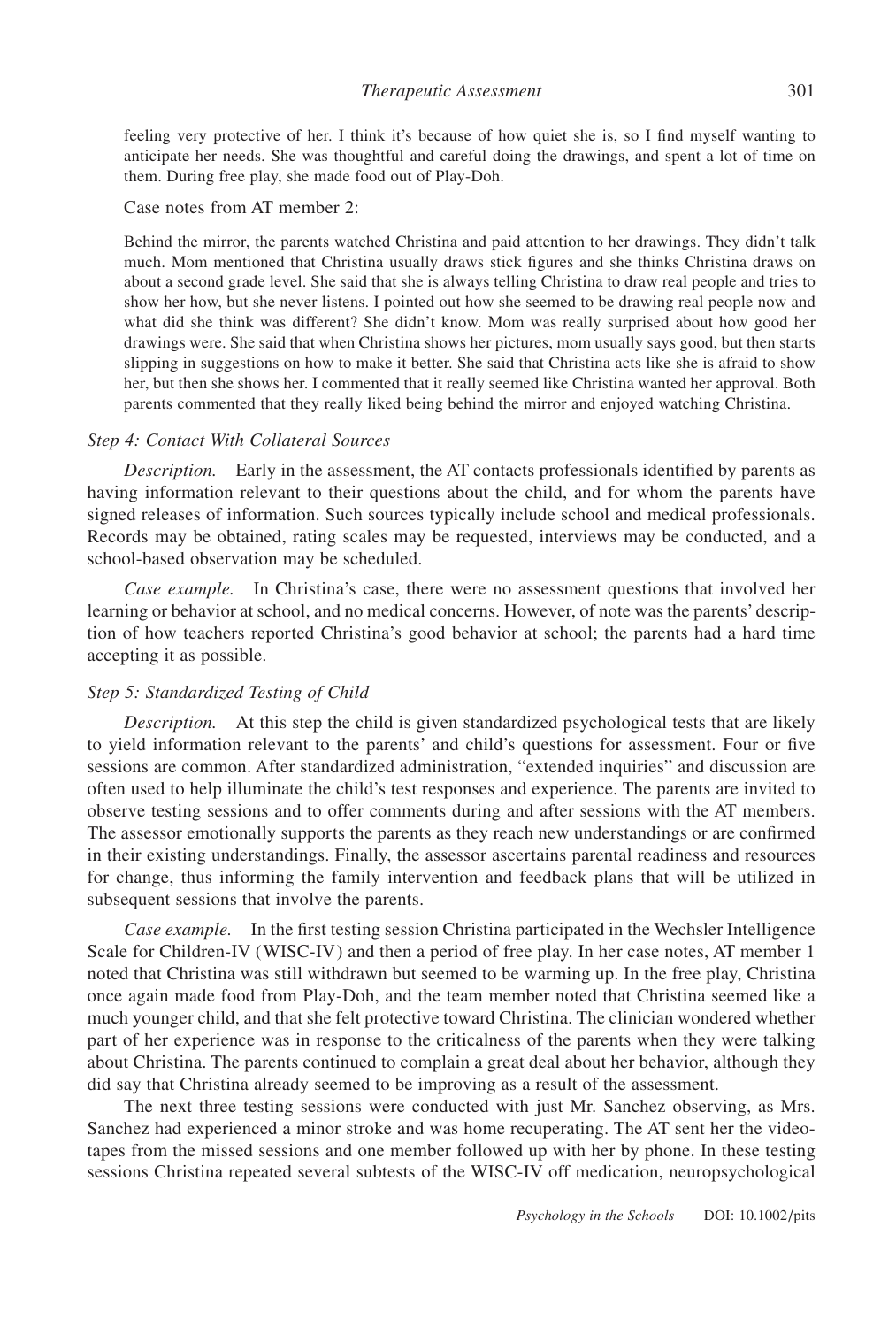feeling very protective of her. I think it's because of how quiet she is, so I find myself wanting to anticipate her needs. She was thoughtful and careful doing the drawings, and spent a lot of time on them. During free play, she made food out of Play-Doh.

Case notes from AT member 2:

> Behind the mirror, the parents watched Christina and paid attention to her drawings. They didn't talk much. Mom mentioned that Christina usually draws stick figures and she thinks Christina draws on about a second grade level. She said that she is always telling Christina to draw real people and tries to show her how, but she never listens. I pointed out how she seemed to be drawing real people now and what did she think was different? She didn't know. Mom was really surprised about how good her drawings were. She said that when Christina shows her pictures, mom usually says good, but then starts slipping in suggestions on how to make it better. She said that Christina acts like she is afraid to show her, but then she shows her. I commented that it really seemed like Christina wanted her approval. Both parents commented that they really liked being behind the mirror and enjoyed watching Christina.

### *Step 4: Contact With Collateral Sources*

*Description.* Early in the assessment, the AT contacts professionals identified by parents as having information relevant to their questions about the child, and for whom the parents have signed releases of information. Such sources typically include school and medical professionals. Records may be obtained, rating scales may be requested, interviews may be conducted, and a school-based observation may be scheduled.

*Case example.* In Christina's case, there were no assessment questions that involved her learning or behavior at school, and no medical concerns. However, of note was the parents' description of how teachers reported Christina's good behavior at school; the parents had a hard time accepting it as possible.

### *Step 5: Standardized Testing of Child*

*Description.* At this step the child is given standardized psychological tests that are likely to yield information relevant to the parents' and child's questions for assessment. Four or five sessions are common. After standardized administration, "extended inquiries" and discussion are often used to help illuminate the child's test responses and experience. The parents are invited to observe testing sessions and to offer comments during and after sessions with the AT members. The assessor emotionally supports the parents as they reach new understandings or are confirmed in their existing understandings. Finally, the assessor ascertains parental readiness and resources for change, thus informing the family intervention and feedback plans that will be utilized in subsequent sessions that involve the parents.

*Case example.* In the first testing session Christina participated in the Wechsler Intelligence Scale for Children-IV (WISC-IV) and then a period of free play. In her case notes, AT member 1 noted that Christina was still withdrawn but seemed to be warming up. In the free play, Christina once again made food from Play-Doh, and the team member noted that Christina seemed like a much younger child, and that she felt protective toward Christina. The clinician wondered whether part of her experience was in response to the criticalness of the parents when they were talking about Christina. The parents continued to complain a great deal about her behavior, although they did say that Christina already seemed to be improving as a result of the assessment.

The next three testing sessions were conducted with just Mr. Sanchez observing, as Mrs. Sanchez had experienced a minor stroke and was home recuperating. The AT sent her the videotapes from the missed sessions and one member followed up with her by phone. In these testing sessions Christina repeated several subtests of the WISC-IV off medication, neuropsychological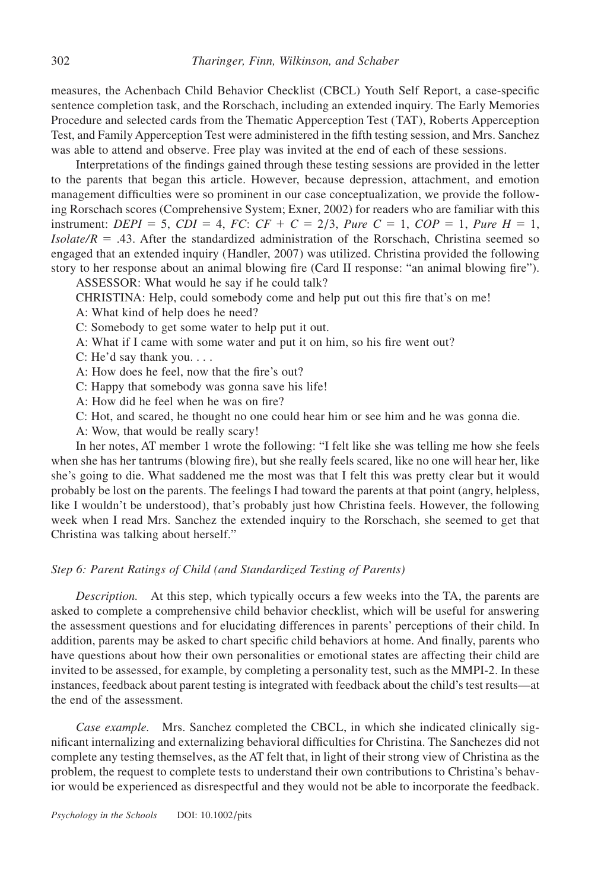measures, the Achenbach Child Behavior Checklist (CBCL) Youth Self Report, a case-specific sentence completion task, and the Rorschach, including an extended inquiry. The Early Memories Procedure and selected cards from the Thematic Apperception Test (TAT), Roberts Apperception Test, and Family Apperception Test were administered in the fifth testing session, and Mrs. Sanchez was able to attend and observe. Free play was invited at the end of each of these sessions.

Interpretations of the findings gained through these testing sessions are provided in the letter to the parents that began this article. However, because depression, attachment, and emotion management difficulties were so prominent in our case conceptualization, we provide the following Rorschach scores (Comprehensive System; Exner, 2002) for readers who are familiar with this instrument: *DEPI* = 5, *CDI* = 4, *FC*: *CF* + *C* = 2/3, *Pure C* = 1, *COP* = 1, *Pure H* = 1, *Isolate/R* = .43. After the standardized administration of the Rorschach, Christina seemed so engaged that an extended inquiry (Handler, 2007) was utilized. Christina provided the following story to her response about an animal blowing fire (Card II response: "an animal blowing fire").

ASSESSOR: What would he say if he could talk?

CHRISTINA: Help, could somebody come and help put out this fire that's on me!

A: What kind of help does he need?

C: Somebody to get some water to help put it out.

A: What if I came with some water and put it on him, so his fire went out?

C: He'd say thank you. . . .

A: How does he feel, now that the fire's out?

C: Happy that somebody was gonna save his life!

A: How did he feel when he was on fire?

C: Hot, and scared, he thought no one could hear him or see him and he was gonna die.

A: Wow, that would be really scary!

In her notes, AT member 1 wrote the following: "I felt like she was telling me how she feels when she has her tantrums (blowing fire), but she really feels scared, like no one will hear her, like she's going to die. What saddened me the most was that I felt this was pretty clear but it would probably be lost on the parents. The feelings I had toward the parents at that point (angry, helpless, like I wouldn't be understood), that's probably just how Christina feels. However, the following week when I read Mrs. Sanchez the extended inquiry to the Rorschach, she seemed to get that Christina was talking about herself."

### *Step 6: Parent Ratings of Child (and Standardized Testing of Parents)*

*Description.* At this step, which typically occurs a few weeks into the TA, the parents are asked to complete a comprehensive child behavior checklist, which will be useful for answering the assessment questions and for elucidating differences in parents' perceptions of their child. In addition, parents may be asked to chart specific child behaviors at home. And finally, parents who have questions about how their own personalities or emotional states are affecting their child are invited to be assessed, for example, by completing a personality test, such as the MMPI-2. In these instances, feedback about parent testing is integrated with feedback about the child's test results—at the end of the assessment.

*Case example.* Mrs. Sanchez completed the CBCL, in which she indicated clinically significant internalizing and externalizing behavioral difficulties for Christina. The Sanchezes did not complete any testing themselves, as the AT felt that, in light of their strong view of Christina as the problem, the request to complete tests to understand their own contributions to Christina's behavior would be experienced as disrespectful and they would not be able to incorporate the feedback.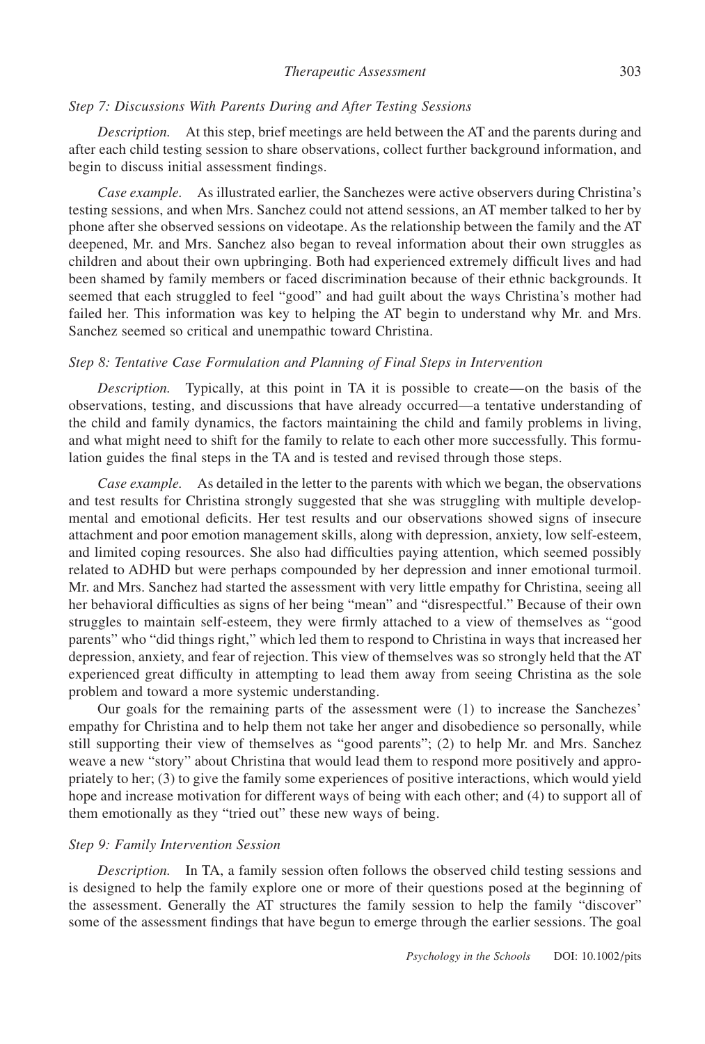*Step 7: Discussions With Parents During and After Testing Sessions*

*Description.* At this step, brief meetings are held between the AT and the parents during and after each child testing session to share observations, collect further background information, and begin to discuss initial assessment findings.

*Case example.* As illustrated earlier, the Sanchezes were active observers during Christina's testing sessions, and when Mrs. Sanchez could not attend sessions, an AT member talked to her by phone after she observed sessions on videotape. As the relationship between the family and the AT deepened, Mr. and Mrs. Sanchez also began to reveal information about their own struggles as children and about their own upbringing. Both had experienced extremely difficult lives and had been shamed by family members or faced discrimination because of their ethnic backgrounds. It seemed that each struggled to feel "good" and had guilt about the ways Christina's mother had failed her. This information was key to helping the AT begin to understand why Mr. and Mrs. Sanchez seemed so critical and unempathic toward Christina.

*Step 8: Tentative Case Formulation and Planning of Final Steps in Intervention*

*Description.* Typically, at this point in TA it is possible to create—on the basis of the observations, testing, and discussions that have already occurred—a tentative understanding of the child and family dynamics, the factors maintaining the child and family problems in living, and what might need to shift for the family to relate to each other more successfully. This formulation guides the final steps in the TA and is tested and revised through those steps.

*Case example.* As detailed in the letter to the parents with which we began, the observations and test results for Christina strongly suggested that she was struggling with multiple developmental and emotional deficits. Her test results and our observations showed signs of insecure attachment and poor emotion management skills, along with depression, anxiety, low self-esteem, and limited coping resources. She also had difficulties paying attention, which seemed possibly related to ADHD but were perhaps compounded by her depression and inner emotional turmoil. Mr. and Mrs. Sanchez had started the assessment with very little empathy for Christina, seeing all her behavioral difficulties as signs of her being "mean" and "disrespectful." Because of their own struggles to maintain self-esteem, they were firmly attached to a view of themselves as "good parents" who "did things right," which led them to respond to Christina in ways that increased her depression, anxiety, and fear of rejection. This view of themselves was so strongly held that the AT experienced great difficulty in attempting to lead them away from seeing Christina as the sole problem and toward a more systemic understanding.

Our goals for the remaining parts of the assessment were (1) to increase the Sanchezes' empathy for Christina and to help them not take her anger and disobedience so personally, while still supporting their view of themselves as "good parents"; (2) to help Mr. and Mrs. Sanchez weave a new "story" about Christina that would lead them to respond more positively and appropriately to her; (3) to give the family some experiences of positive interactions, which would yield hope and increase motivation for different ways of being with each other; and (4) to support all of them emotionally as they "tried out" these new ways of being.

*Step 9: Family Intervention Session*

*Description.* In TA, a family session often follows the observed child testing sessions and is designed to help the family explore one or more of their questions posed at the beginning of the assessment. Generally the AT structures the family session to help the family "discover" some of the assessment findings that have begun to emerge through the earlier sessions. The goal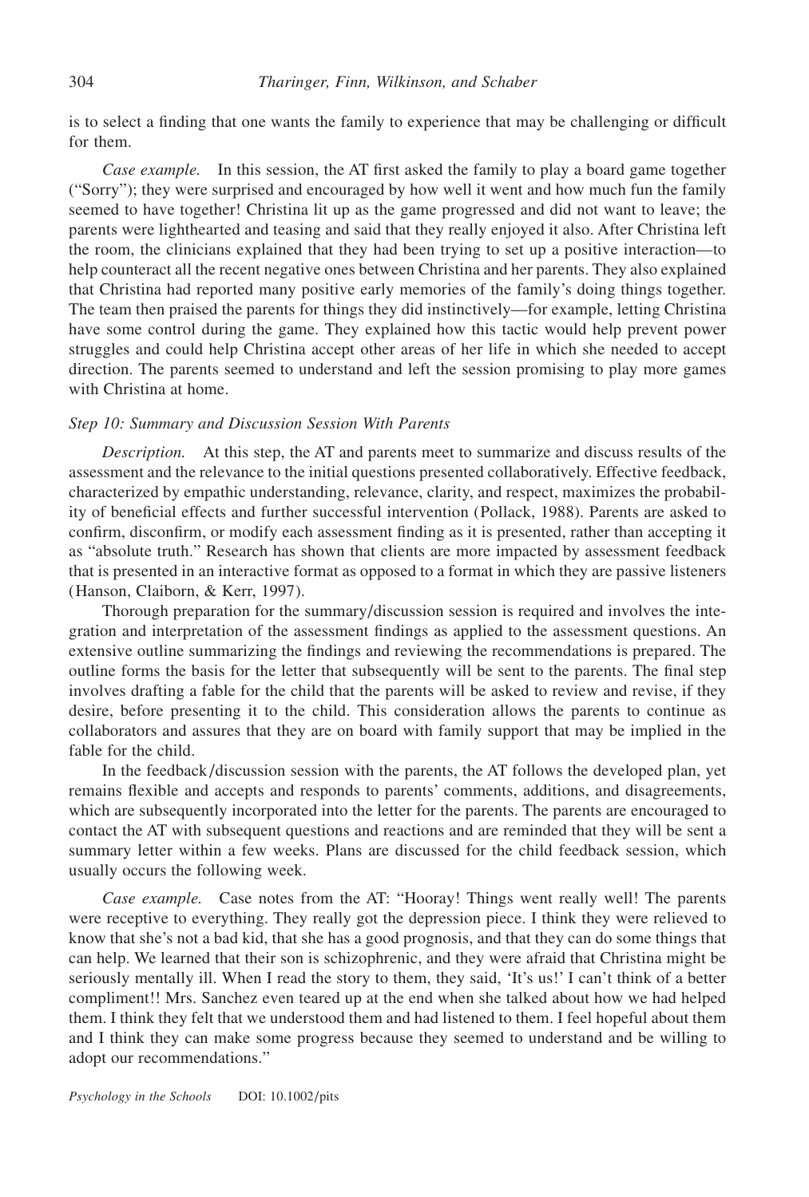is to select a finding that one wants the family to experience that may be challenging or difficult for them.

*Case example.* In this session, the AT first asked the family to play a board game together ("Sorry"); they were surprised and encouraged by how well it went and how much fun the family seemed to have together! Christina lit up as the game progressed and did not want to leave; the parents were lighthearted and teasing and said that they really enjoyed it also. After Christina left the room, the clinicians explained that they had been trying to set up a positive interaction—to help counteract all the recent negative ones between Christina and her parents. They also explained that Christina had reported many positive early memories of the family's doing things together. The team then praised the parents for things they did instinctively—for example, letting Christina have some control during the game. They explained how this tactic would help prevent power struggles and could help Christina accept other areas of her life in which she needed to accept direction. The parents seemed to understand and left the session promising to play more games with Christina at home.

### *Step 10: Summary and Discussion Session With Parents*

*Description.* At this step, the AT and parents meet to summarize and discuss results of the assessment and the relevance to the initial questions presented collaboratively. Effective feedback, characterized by empathic understanding, relevance, clarity, and respect, maximizes the probability of beneficial effects and further successful intervention (Pollack, 1988). Parents are asked to confirm, disconfirm, or modify each assessment finding as it is presented, rather than accepting it as "absolute truth." Research has shown that clients are more impacted by assessment feedback that is presented in an interactive format as opposed to a format in which they are passive listeners (Hanson, Claiborn, & Kerr, 1997).

Thorough preparation for the summary/discussion session is required and involves the integration and interpretation of the assessment findings as applied to the assessment questions. An extensive outline summarizing the findings and reviewing the recommendations is prepared. The outline forms the basis for the letter that subsequently will be sent to the parents. The final step involves drafting a fable for the child that the parents will be asked to review and revise, if they desire, before presenting it to the child. This consideration allows the parents to continue as collaborators and assures that they are on board with family support that may be implied in the fable for the child.

In the feedback/discussion session with the parents, the AT follows the developed plan, yet remains flexible and accepts and responds to parents' comments, additions, and disagreements, which are subsequently incorporated into the letter for the parents. The parents are encouraged to contact the AT with subsequent questions and reactions and are reminded that they will be sent a summary letter within a few weeks. Plans are discussed for the child feedback session, which usually occurs the following week.

*Case example.* Case notes from the AT: "Hooray! Things went really well! The parents were receptive to everything. They really got the depression piece. I think they were relieved to know that she's not a bad kid, that she has a good prognosis, and that they can do some things that can help. We learned that their son is schizophrenic, and they were afraid that Christina might be seriously mentally ill. When I read the story to them, they said, 'It's us!' I can't think of a better compliment!! Mrs. Sanchez even teared up at the end when she talked about how we had helped them. I think they felt that we understood them and had listened to them. I feel hopeful about them and I think they can make some progress because they seemed to understand and be willing to adopt our recommendations."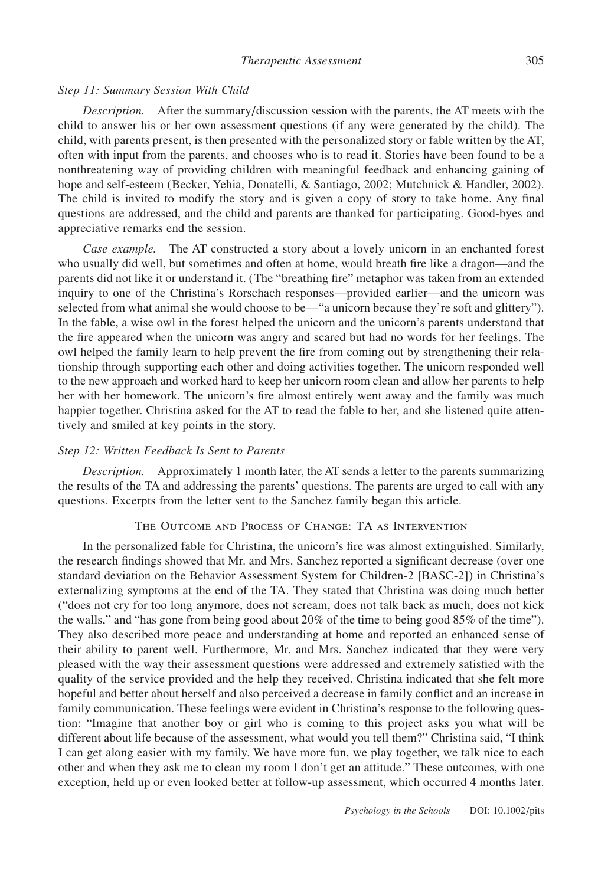### *Step 11: Summary Session With Child*

*Description.* After the summary/discussion session with the parents, the AT meets with the child to answer his or her own assessment questions (if any were generated by the child). The child, with parents present, is then presented with the personalized story or fable written by the AT, often with input from the parents, and chooses who is to read it. Stories have been found to be a nonthreatening way of providing children with meaningful feedback and enhancing gaining of hope and self-esteem (Becker, Yehia, Donatelli, & Santiago, 2002; Mutchnick & Handler, 2002). The child is invited to modify the story and is given a copy of story to take home. Any final questions are addressed, and the child and parents are thanked for participating. Good-byes and appreciative remarks end the session.

*Case example.* The AT constructed a story about a lovely unicorn in an enchanted forest who usually did well, but sometimes and often at home, would breath fire like a dragon—and the parents did not like it or understand it. (The "breathing fire" metaphor was taken from an extended inquiry to one of the Christina's Rorschach responses—provided earlier—and the unicorn was selected from what animal she would choose to be—"a unicorn because they're soft and glittery"). In the fable, a wise owl in the forest helped the unicorn and the unicorn's parents understand that the fire appeared when the unicorn was angry and scared but had no words for her feelings. The owl helped the family learn to help prevent the fire from coming out by strengthening their relationship through supporting each other and doing activities together. The unicorn responded well to the new approach and worked hard to keep her unicorn room clean and allow her parents to help her with her homework. The unicorn's fire almost entirely went away and the family was much happier together. Christina asked for the AT to read the fable to her, and she listened quite attentively and smiled at key points in the story.

### *Step 12: Written Feedback Is Sent to Parents*

*Description.* Approximately 1 month later, the AT sends a letter to the parents summarizing the results of the TA and addressing the parents' questions. The parents are urged to call with any questions. Excerpts from the letter sent to the Sanchez family began this article.

## The Outcome and Process of Change: TA as Intervention

In the personalized fable for Christina, the unicorn's fire was almost extinguished. Similarly, the research findings showed that Mr. and Mrs. Sanchez reported a significant decrease (over one standard deviation on the Behavior Assessment System for Children-2 [BASC-2]) in Christina's externalizing symptoms at the end of the TA. They stated that Christina was doing much better ("does not cry for too long anymore, does not scream, does not talk back as much, does not kick the walls," and "has gone from being good about 20% of the time to being good 85% of the time"). They also described more peace and understanding at home and reported an enhanced sense of their ability to parent well. Furthermore, Mr. and Mrs. Sanchez indicated that they were very pleased with the way their assessment questions were addressed and extremely satisfied with the quality of the service provided and the help they received. Christina indicated that she felt more hopeful and better about herself and also perceived a decrease in family conflict and an increase in family communication. These feelings were evident in Christina's response to the following question: "Imagine that another boy or girl who is coming to this project asks you what will be different about life because of the assessment, what would you tell them?" Christina said, "I think I can get along easier with my family. We have more fun, we play together, we talk nice to each other and when they ask me to clean my room I don't get an attitude." These outcomes, with one exception, held up or even looked better at follow-up assessment, which occurred 4 months later.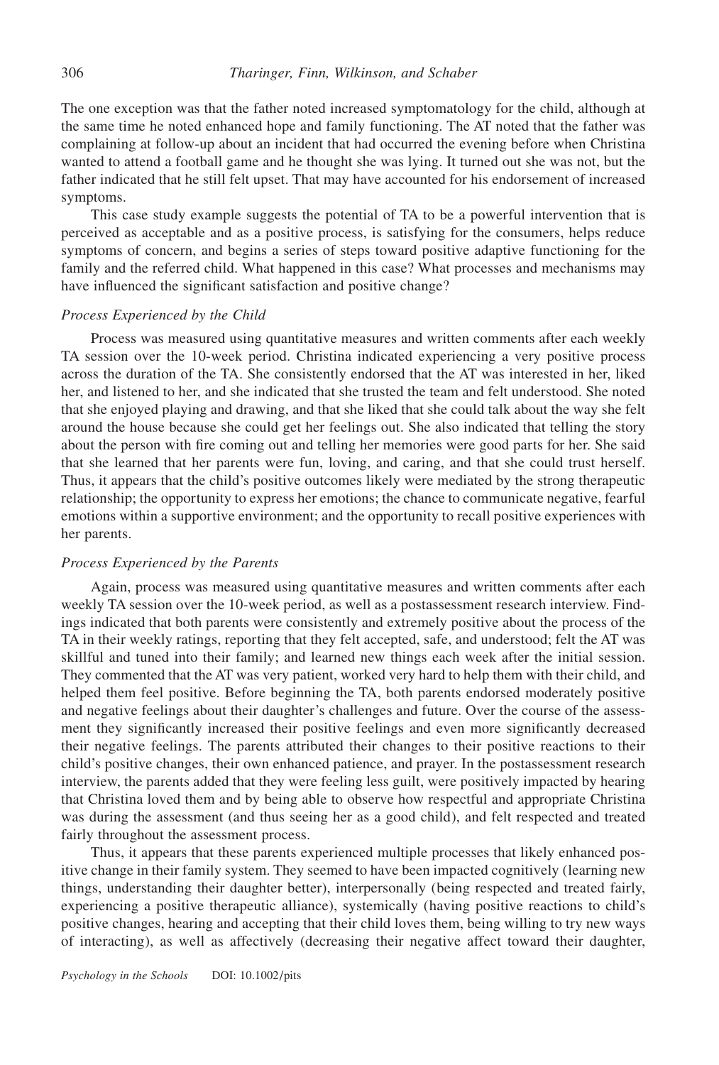The one exception was that the father noted increased symptomatology for the child, although at the same time he noted enhanced hope and family functioning. The AT noted that the father was complaining at follow-up about an incident that had occurred the evening before when Christina wanted to attend a football game and he thought she was lying. It turned out she was not, but the father indicated that he still felt upset. That may have accounted for his endorsement of increased symptoms.

This case study example suggests the potential of TA to be a powerful intervention that is perceived as acceptable and as a positive process, is satisfying for the consumers, helps reduce symptoms of concern, and begins a series of steps toward positive adaptive functioning for the family and the referred child. What happened in this case? What processes and mechanisms may have influenced the significant satisfaction and positive change?

### *Process Experienced by the Child*

Process was measured using quantitative measures and written comments after each weekly TA session over the 10-week period. Christina indicated experiencing a very positive process across the duration of the TA. She consistently endorsed that the AT was interested in her, liked her, and listened to her, and she indicated that she trusted the team and felt understood. She noted that she enjoyed playing and drawing, and that she liked that she could talk about the way she felt around the house because she could get her feelings out. She also indicated that telling the story about the person with fire coming out and telling her memories were good parts for her. She said that she learned that her parents were fun, loving, and caring, and that she could trust herself. Thus, it appears that the child's positive outcomes likely were mediated by the strong therapeutic relationship; the opportunity to express her emotions; the chance to communicate negative, fearful emotions within a supportive environment; and the opportunity to recall positive experiences with her parents.

### *Process Experienced by the Parents*

Again, process was measured using quantitative measures and written comments after each weekly TA session over the 10-week period, as well as a postassessment research interview. Findings indicated that both parents were consistently and extremely positive about the process of the TA in their weekly ratings, reporting that they felt accepted, safe, and understood; felt the AT was skillful and tuned into their family; and learned new things each week after the initial session. They commented that the AT was very patient, worked very hard to help them with their child, and helped them feel positive. Before beginning the TA, both parents endorsed moderately positive and negative feelings about their daughter's challenges and future. Over the course of the assessment they significantly increased their positive feelings and even more significantly decreased their negative feelings. The parents attributed their changes to their positive reactions to their child's positive changes, their own enhanced patience, and prayer. In the postassessment research interview, the parents added that they were feeling less guilt, were positively impacted by hearing that Christina loved them and by being able to observe how respectful and appropriate Christina was during the assessment (and thus seeing her as a good child), and felt respected and treated fairly throughout the assessment process.

Thus, it appears that these parents experienced multiple processes that likely enhanced positive change in their family system. They seemed to have been impacted cognitively (learning new things, understanding their daughter better), interpersonally (being respected and treated fairly, experiencing a positive therapeutic alliance), systemically (having positive reactions to child's positive changes, hearing and accepting that their child loves them, being willing to try new ways of interacting), as well as affectively (decreasing their negative affect toward their daughter,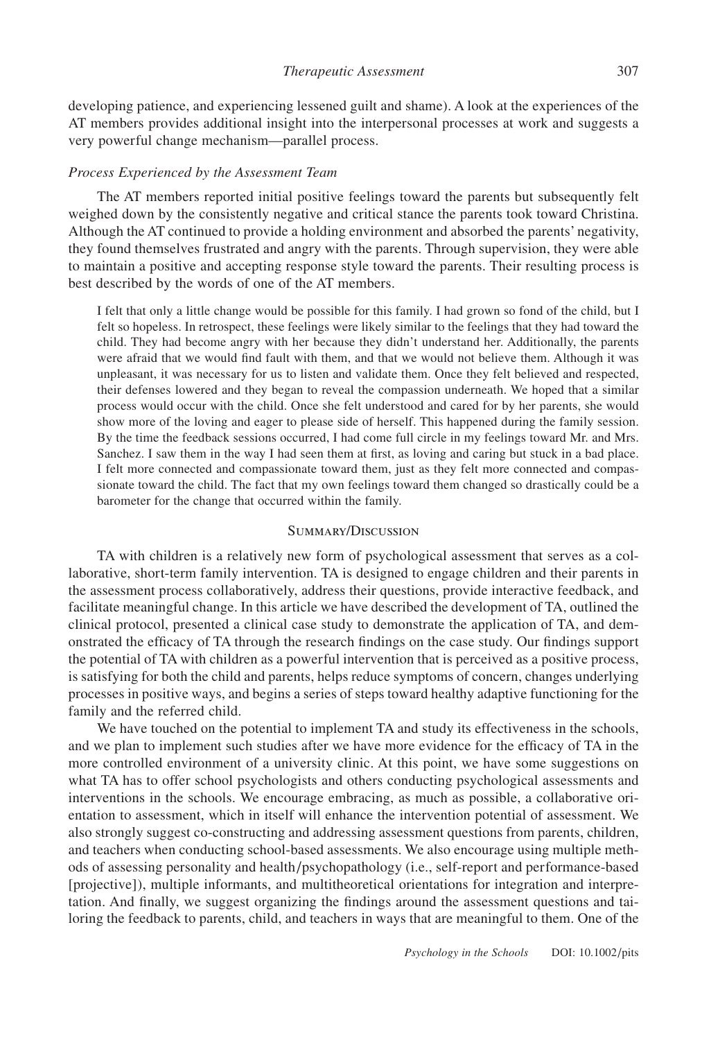developing patience, and experiencing lessened guilt and shame). A look at the experiences of the AT members provides additional insight into the interpersonal processes at work and suggests a very powerful change mechanism—parallel process.

### *Process Experienced by the Assessment Team*

The AT members reported initial positive feelings toward the parents but subsequently felt weighed down by the consistently negative and critical stance the parents took toward Christina. Although the AT continued to provide a holding environment and absorbed the parents' negativity, they found themselves frustrated and angry with the parents. Through supervision, they were able to maintain a positive and accepting response style toward the parents. Their resulting process is best described by the words of one of the AT members.

> I felt that only a little change would be possible for this family. I had grown so fond of the child, but I felt so hopeless. In retrospect, these feelings were likely similar to the feelings that they had toward the child. They had become angry with her because they didn't understand her. Additionally, the parents were afraid that we would find fault with them, and that we would not believe them. Although it was unpleasant, it was necessary for us to listen and validate them. Once they felt believed and respected, their defenses lowered and they began to reveal the compassion underneath. We hoped that a similar process would occur with the child. Once she felt understood and cared for by her parents, she would show more of the loving and eager to please side of herself. This happened during the family session. By the time the feedback sessions occurred, I had come full circle in my feelings toward Mr. and Mrs. Sanchez. I saw them in the way I had seen them at first, as loving and caring but stuck in a bad place. I felt more connected and compassionate toward them, just as they felt more connected and compassionate toward the child. The fact that my own feelings toward them changed so drastically could be a barometer for the change that occurred within the family.

## Summary/Discussion

TA with children is a relatively new form of psychological assessment that serves as a collaborative, short-term family intervention. TA is designed to engage children and their parents in the assessment process collaboratively, address their questions, provide interactive feedback, and facilitate meaningful change. In this article we have described the development of TA, outlined the clinical protocol, presented a clinical case study to demonstrate the application of TA, and demonstrated the efficacy of TA through the research findings on the case study. Our findings support the potential of TA with children as a powerful intervention that is perceived as a positive process, is satisfying for both the child and parents, helps reduce symptoms of concern, changes underlying processes in positive ways, and begins a series of steps toward healthy adaptive functioning for the family and the referred child.

We have touched on the potential to implement TA and study its effectiveness in the schools, and we plan to implement such studies after we have more evidence for the efficacy of TA in the more controlled environment of a university clinic. At this point, we have some suggestions on what TA has to offer school psychologists and others conducting psychological assessments and interventions in the schools. We encourage embracing, as much as possible, a collaborative orientation to assessment, which in itself will enhance the intervention potential of assessment. We also strongly suggest co-constructing and addressing assessment questions from parents, children, and teachers when conducting school-based assessments. We also encourage using multiple methods of assessing personality and health/psychopathology (i.e., self-report and performance-based [projective]), multiple informants, and multitheoretical orientations for integration and interpretation. And finally, we suggest organizing the findings around the assessment questions and tailoring the feedback to parents, child, and teachers in ways that are meaningful to them. One of the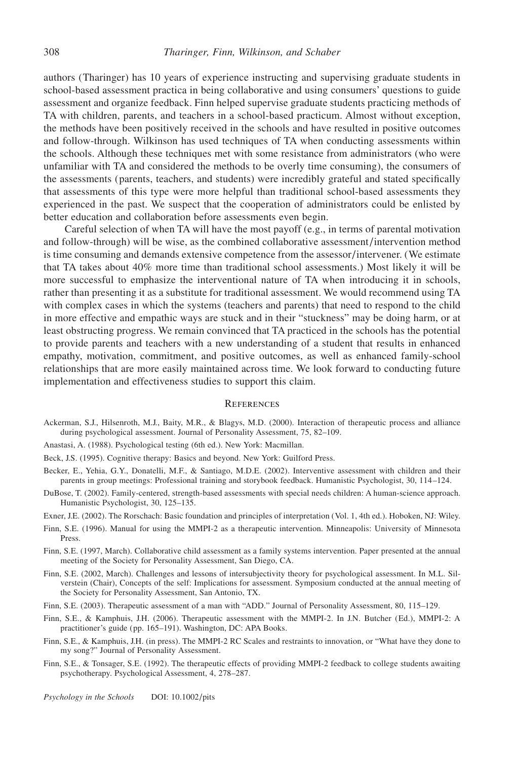authors (Tharinger) has 10 years of experience instructing and supervising graduate students in school-based assessment practica in being collaborative and using consumers' questions to guide assessment and organize feedback. Finn helped supervise graduate students practicing methods of TA with children, parents, and teachers in a school-based practicum. Almost without exception, the methods have been positively received in the schools and have resulted in positive outcomes and follow-through. Wilkinson has used techniques of TA when conducting assessments within the schools. Although these techniques met with some resistance from administrators (who were unfamiliar with TA and considered the methods to be overly time consuming), the consumers of the assessments (parents, teachers, and students) were incredibly grateful and stated specifically that assessments of this type were more helpful than traditional school-based assessments they experienced in the past. We suspect that the cooperation of administrators could be enlisted by better education and collaboration before assessments even begin.

Careful selection of when TA will have the most payoff (e.g., in terms of parental motivation and follow-through) will be wise, as the combined collaborative assessment/intervention method is time consuming and demands extensive competence from the assessor/intervener. (We estimate that TA takes about 40% more time than traditional school assessments.) Most likely it will be more successful to emphasize the interventional nature of TA when introducing it in schools, rather than presenting it as a substitute for traditional assessment. We would recommend using TA with complex cases in which the systems (teachers and parents) that need to respond to the child in more effective and empathic ways are stuck and in their "stuckness" may be doing harm, or at least obstructing progress. We remain convinced that TA practiced in the schools has the potential to provide parents and teachers with a new understanding of a student that results in enhanced empathy, motivation, commitment, and positive outcomes, as well as enhanced family-school relationships that are more easily maintained across time. We look forward to conducting future implementation and effectiveness studies to support this claim.

## References

Ackerman, S.J., Hilsenroth, M.J., Baity, M.R., & Blagys, M.D. (2000). Interaction of therapeutic process and alliance during psychological assessment. Journal of Personality Assessment, 75, 82–109.

Anastasi, A. (1988). Psychological testing (6th ed.). New York: Macmillan.

Beck, J.S. (1995). Cognitive therapy: Basics and beyond. New York: Guilford Press.

Becker, E., Yehia, G.Y., Donatelli, M.F., & Santiago, M.D.E. (2002). Interventive assessment with children and their parents in group meetings: Professional training and storybook feedback. Humanistic Psychologist, 30, 114–124.

DuBose, T. (2002). Family-centered, strength-based assessments with special needs children: A human-science approach. Humanistic Psychologist, 30, 125–135.

Exner, J.E. (2002). The Rorschach: Basic foundation and principles of interpretation (Vol. 1, 4th ed.). Hoboken, NJ: Wiley.

Finn, S.E. (1996). Manual for using the MMPI-2 as a therapeutic intervention. Minneapolis: University of Minnesota Press.

Finn, S.E. (1997, March). Collaborative child assessment as a family systems intervention. Paper presented at the annual meeting of the Society for Personality Assessment, San Diego, CA.

Finn, S.E. (2002, March). Challenges and lessons of intersubjectivity theory for psychological assessment. In M.L. Silverstein (Chair), Concepts of the self: Implications for assessment. Symposium conducted at the annual meeting of the Society for Personality Assessment, San Antonio, TX.

Finn, S.E. (2003). Therapeutic assessment of a man with "ADD." Journal of Personality Assessment, 80, 115–129.

Finn, S.E., & Kamphuis, J.H. (2006). Therapeutic assessment with the MMPI-2. In J.N. Butcher (Ed.), MMPI-2: A practitioner's guide (pp. 165–191). Washington, DC: APA Books.

Finn, S.E., & Kamphuis, J.H. (in press). The MMPI-2 RC Scales and restraints to innovation, or "What have they done to my song?" Journal of Personality Assessment.

Finn, S.E., & Tonsager, S.E. (1992). The therapeutic effects of providing MMPI-2 feedback to college students awaiting psychotherapy. Psychological Assessment, 4, 278–287.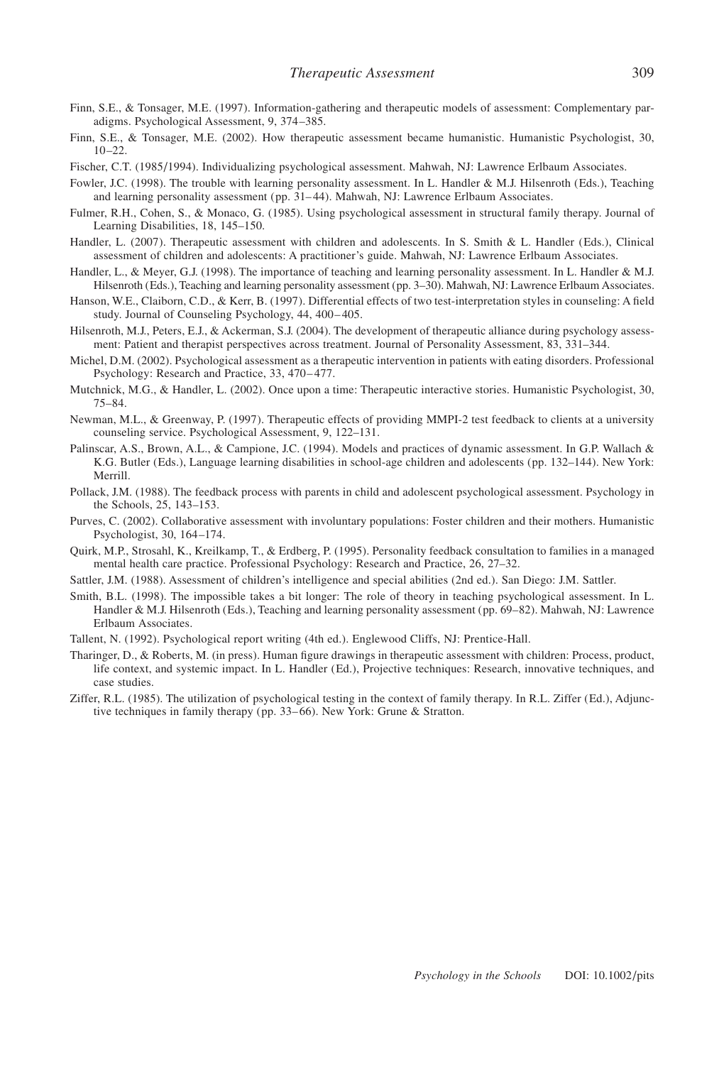Finn, S.E., & Tonsager, M.E. (1997). Information-gathering and therapeutic models of assessment: Complementary paradigms. Psychological Assessment, 9, 374–385.

Finn, S.E., & Tonsager, M.E. (2002). How therapeutic assessment became humanistic. Humanistic Psychologist, 30, 10–22.

Fischer, C.T. (1985/1994). Individualizing psychological assessment. Mahwah, NJ: Lawrence Erlbaum Associates.

Fowler, J.C. (1998). The trouble with learning personality assessment. In L. Handler & M.J. Hilsenroth (Eds.), Teaching and learning personality assessment (pp. 31–44). Mahwah, NJ: Lawrence Erlbaum Associates.

Fulmer, R.H., Cohen, S., & Monaco, G. (1985). Using psychological assessment in structural family therapy. Journal of Learning Disabilities, 18, 145–150.

Handler, L. (2007). Therapeutic assessment with children and adolescents. In S. Smith & L. Handler (Eds.), Clinical assessment of children and adolescents: A practitioner's guide. Mahwah, NJ: Lawrence Erlbaum Associates.

Handler, L., & Meyer, G.J. (1998). The importance of teaching and learning personality assessment. In L. Handler & M.J. Hilsenroth (Eds.), Teaching and learning personality assessment (pp. 3–30). Mahwah, NJ: Lawrence Erlbaum Associates.

Hanson, W.E., Claiborn, C.D., & Kerr, B. (1997). Differential effects of two test-interpretation styles in counseling: A field study. Journal of Counseling Psychology, 44, 400–405.

Hilsenroth, M.J., Peters, E.J., & Ackerman, S.J. (2004). The development of therapeutic alliance during psychology assessment: Patient and therapist perspectives across treatment. Journal of Personality Assessment, 83, 331–344.

Michel, D.M. (2002). Psychological assessment as a therapeutic intervention in patients with eating disorders. Professional Psychology: Research and Practice, 33, 470–477.

Mutchnick, M.G., & Handler, L. (2002). Once upon a time: Therapeutic interactive stories. Humanistic Psychologist, 30, 75–84.

Newman, M.L., & Greenway, P. (1997). Therapeutic effects of providing MMPI-2 test feedback to clients at a university counseling service. Psychological Assessment, 9, 122–131.

Palinscar, A.S., Brown, A.L., & Campione, J.C. (1994). Models and practices of dynamic assessment. In G.P. Wallach & K.G. Butler (Eds.), Language learning disabilities in school-age children and adolescents (pp. 132–144). New York: Merrill.

Pollack, J.M. (1988). The feedback process with parents in child and adolescent psychological assessment. Psychology in the Schools, 25, 143–153.

Purves, C. (2002). Collaborative assessment with involuntary populations: Foster children and their mothers. Humanistic Psychologist, 30, 164–174.

Quirk, M.P., Strosahl, K., Kreilkamp, T., & Erdberg, P. (1995). Personality feedback consultation to families in a managed mental health care practice. Professional Psychology: Research and Practice, 26, 27–32.

Sattler, J.M. (1988). Assessment of children's intelligence and special abilities (2nd ed.). San Diego: J.M. Sattler.

Smith, B.L. (1998). The impossible takes a bit longer: The role of theory in teaching psychological assessment. In L. Handler & M.J. Hilsenroth (Eds.), Teaching and learning personality assessment (pp. 69–82). Mahwah, NJ: Lawrence Erlbaum Associates.

Tallent, N. (1992). Psychological report writing (4th ed.). Englewood Cliffs, NJ: Prentice-Hall.

Tharinger, D., & Roberts, M. (in press). Human figure drawings in therapeutic assessment with children: Process, product, life context, and systemic impact. In L. Handler (Ed.), Projective techniques: Research, innovative techniques, and case studies.

Ziffer, R.L. (1985). The utilization of psychological testing in the context of family therapy. In R.L. Ziffer (Ed.), Adjunctive techniques in family therapy (pp. 33–66). New York: Grune & Stratton.